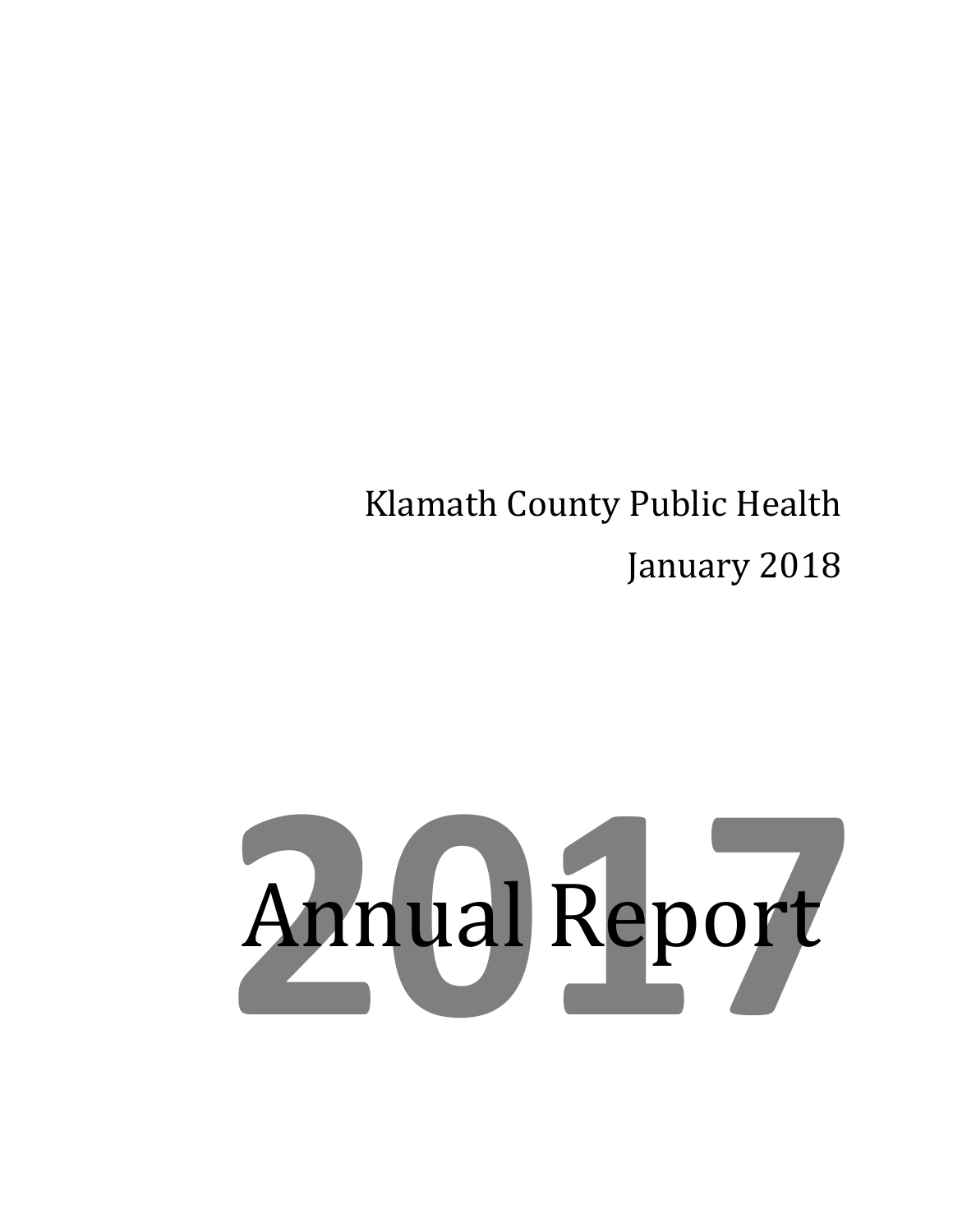Klamath County Public Health

January 2018

# 2017 Annual Report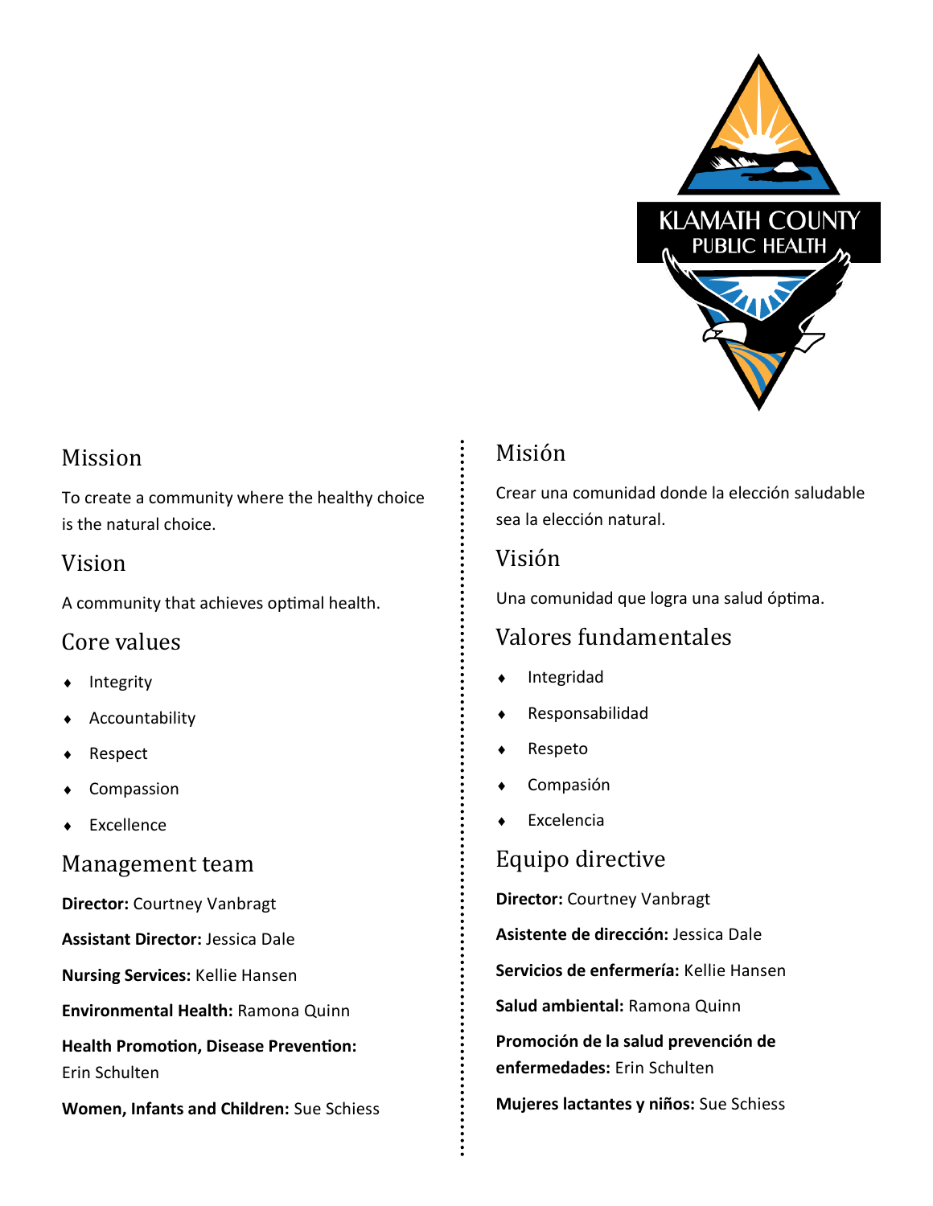KLAMATH COUNTY PUBLIC HEALTH

## Mission

To create a community where the healthy choice is the natural choice.

## Vision

A community that achieves optimal health.

## Core values

- Integrity
- Accountability
- Respect
- Compassion
- Excellence

## Management team

**Director:** Courtney Vanbragt

**Assistant Director:** Jessica Dale

**Nursing Services:** Kellie Hansen

**Environmental Health:** Ramona Quinn

**Health Promotion, Disease Prevention:** Erin Schulten

**Women, Infants and Children:** Sue Schiess

## Misión

Crear una comunidad donde la elección saludable sea la elección natural.

## Visión

Una comunidad que logra una salud óptima.

## Valores fundamentales

- Integridad
- Responsabilidad
- Respeto
- Compasión
- Excelencia

## Equipo directive

**Director:** Courtney Vanbragt

**Asistente de dirección:** Jessica Dale

**Servicios de enfermería:** Kellie Hansen

**Salud ambiental:** Ramona Quinn

**Promoción de la salud prevención de enfermedades:** Erin Schulten

**Mujeres lactantes y niños:** Sue Schiess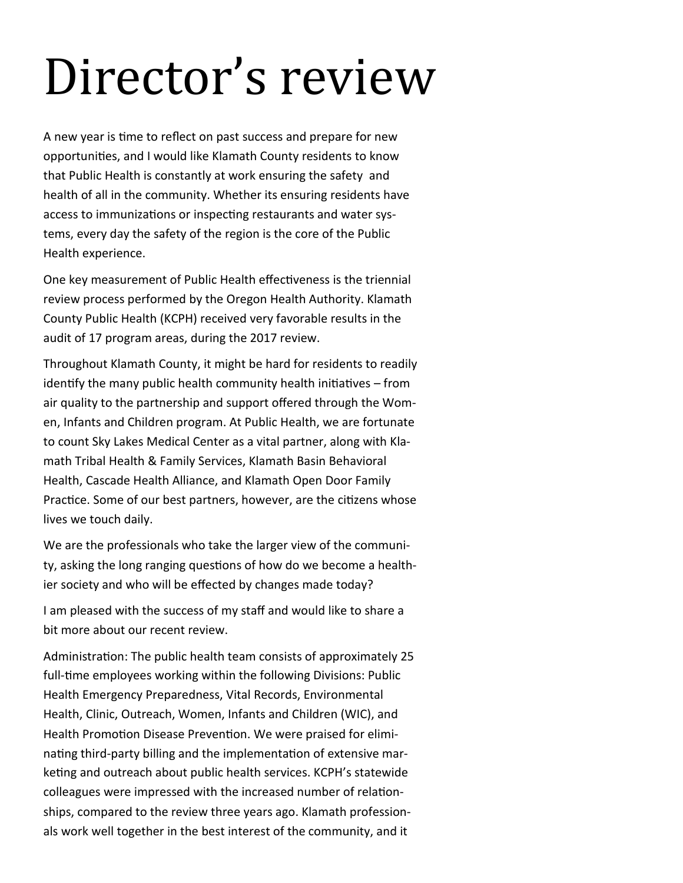# Director's review

A new year is time to reflect on past success and prepare for new opportunities, and I would like Klamath County residents to know that Public Health is constantly at work ensuring the safety and health of all in the community. Whether its ensuring residents have access to immunizations or inspecting restaurants and water systems, every day the safety of the region is the core of the Public Health experience.

One key measurement of Public Health effectiveness is the triennial review process performed by the Oregon Health Authority. Klamath County Public Health (KCPH) received very favorable results in the audit of 17 program areas, during the 2017 review.

Throughout Klamath County, it might be hard for residents to readily identify the many public health community health initiatives – from air quality to the partnership and support offered through the Women, Infants and Children program. At Public Health, we are fortunate to count Sky Lakes Medical Center as a vital partner, along with Klamath Tribal Health & Family Services, Klamath Basin Behavioral Health, Cascade Health Alliance, and Klamath Open Door Family Practice. Some of our best partners, however, are the citizens whose lives we touch daily.

We are the professionals who take the larger view of the community, asking the long ranging questions of how do we become a healthier society and who will be effected by changes made today?

I am pleased with the success of my staff and would like to share a bit more about our recent review.

Administration: The public health team consists of approximately 25 full-time employees working within the following Divisions: Public Health Emergency Preparedness, Vital Records, Environmental Health, Clinic, Outreach, Women, Infants and Children (WIC), and Health Promotion Disease Prevention. We were praised for eliminating third-party billing and the implementation of extensive marketing and outreach about public health services. KCPH's statewide colleagues were impressed with the increased number of relationships, compared to the review three years ago. Klamath professionals work well together in the best interest of the community, and it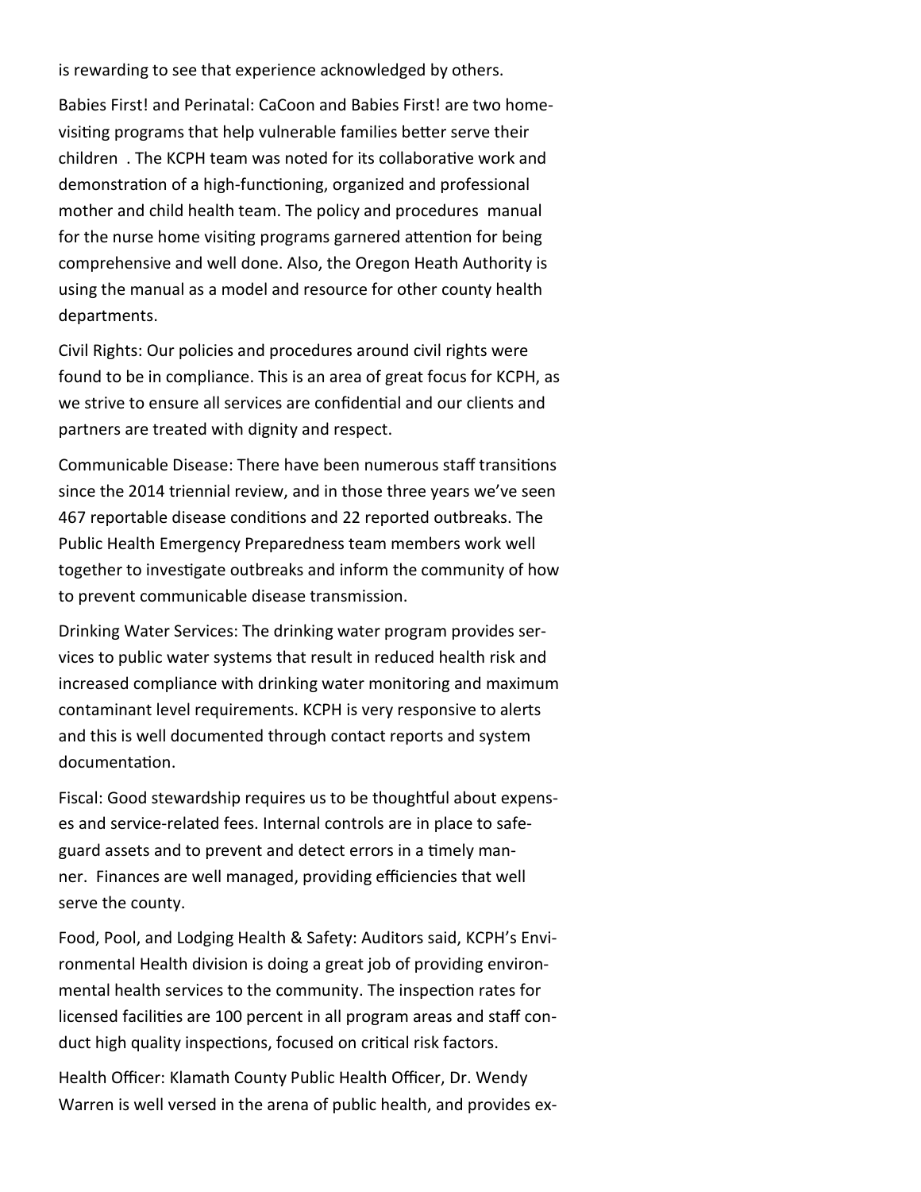is rewarding to see that experience acknowledged by others.

Babies First! and Perinatal: CaCoon and Babies First! are two home-visiting programs that help vulnerable families better serve their children . The KCPH team was noted for its collaborative work and demonstration of a high-functioning, organized and professional mother and child health team. The policy and procedures manual for the nurse home visiting programs garnered attention for being comprehensive and well done. Also, the Oregon Heath Authority is using the manual as a model and resource for other county health departments.

Civil Rights: Our policies and procedures around civil rights were found to be in compliance. This is an area of great focus for KCPH, as we strive to ensure all services are confidential and our clients and partners are treated with dignity and respect.

Communicable Disease: There have been numerous staff transitions since the 2014 triennial review, and in those three years we've seen 467 reportable disease conditions and 22 reported outbreaks. The Public Health Emergency Preparedness team members work well together to investigate outbreaks and inform the community of how to prevent communicable disease transmission.

Drinking Water Services: The drinking water program provides services to public water systems that result in reduced health risk and increased compliance with drinking water monitoring and maximum contaminant level requirements. KCPH is very responsive to alerts and this is well documented through contact reports and system documentation.

Fiscal: Good stewardship requires us to be thoughtful about expenses and service-related fees. Internal controls are in place to safeguard assets and to prevent and detect errors in a timely manner. Finances are well managed, providing efficiencies that well serve the county.

Food, Pool, and Lodging Health & Safety: Auditors said, KCPH's Environmental Health division is doing a great job of providing environmental health services to the community. The inspection rates for licensed facilities are 100 percent in all program areas and staff conduct high quality inspections, focused on critical risk factors.

Health Officer: Klamath County Public Health Officer, Dr. Wendy Warren is well versed in the arena of public health, and provides ex-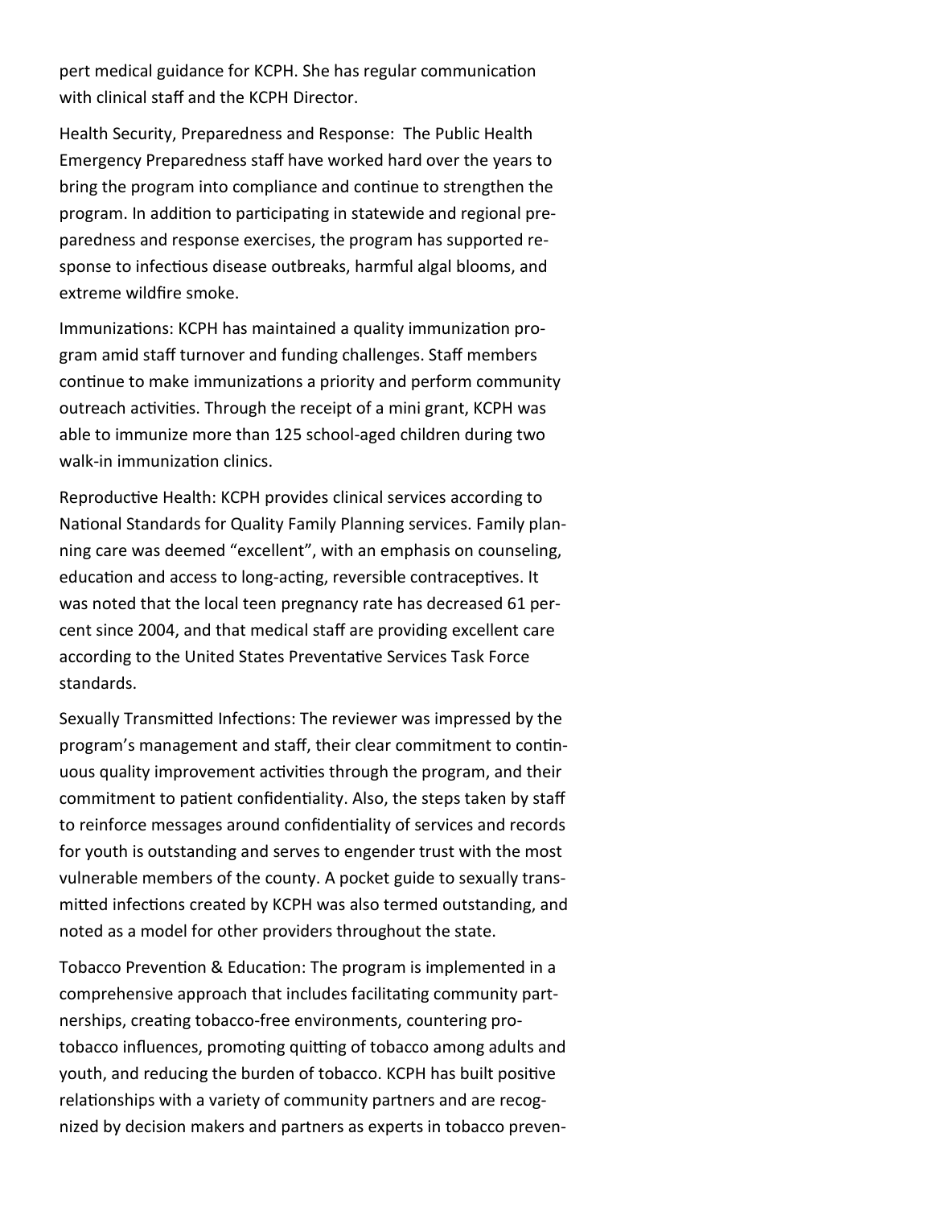pert medical guidance for KCPH. She has regular communication with clinical staff and the KCPH Director.

Health Security, Preparedness and Response: The Public Health Emergency Preparedness staff have worked hard over the years to bring the program into compliance and continue to strengthen the program. In addition to participating in statewide and regional preparedness and response exercises, the program has supported response to infectious disease outbreaks, harmful algal blooms, and extreme wildfire smoke.

Immunizations: KCPH has maintained a quality immunization program amid staff turnover and funding challenges. Staff members continue to make immunizations a priority and perform community outreach activities. Through the receipt of a mini grant, KCPH was able to immunize more than 125 school-aged children during two walk-in immunization clinics.

Reproductive Health: KCPH provides clinical services according to National Standards for Quality Family Planning services. Family planning care was deemed "excellent", with an emphasis on counseling, education and access to long-acting, reversible contraceptives. It was noted that the local teen pregnancy rate has decreased 61 percent since 2004, and that medical staff are providing excellent care according to the United States Preventative Services Task Force standards.

Sexually Transmitted Infections: The reviewer was impressed by the program's management and staff, their clear commitment to continuous quality improvement activities through the program, and their commitment to patient confidentiality. Also, the steps taken by staff to reinforce messages around confidentiality of services and records for youth is outstanding and serves to engender trust with the most vulnerable members of the county. A pocket guide to sexually transmitted infections created by KCPH was also termed outstanding, and noted as a model for other providers throughout the state.

Tobacco Prevention & Education: The program is implemented in a comprehensive approach that includes facilitating community partnerships, creating tobacco-free environments, countering pro-tobacco influences, promoting quitting of tobacco among adults and youth, and reducing the burden of tobacco. KCPH has built positive relationships with a variety of community partners and are recognized by decision makers and partners as experts in tobacco preven-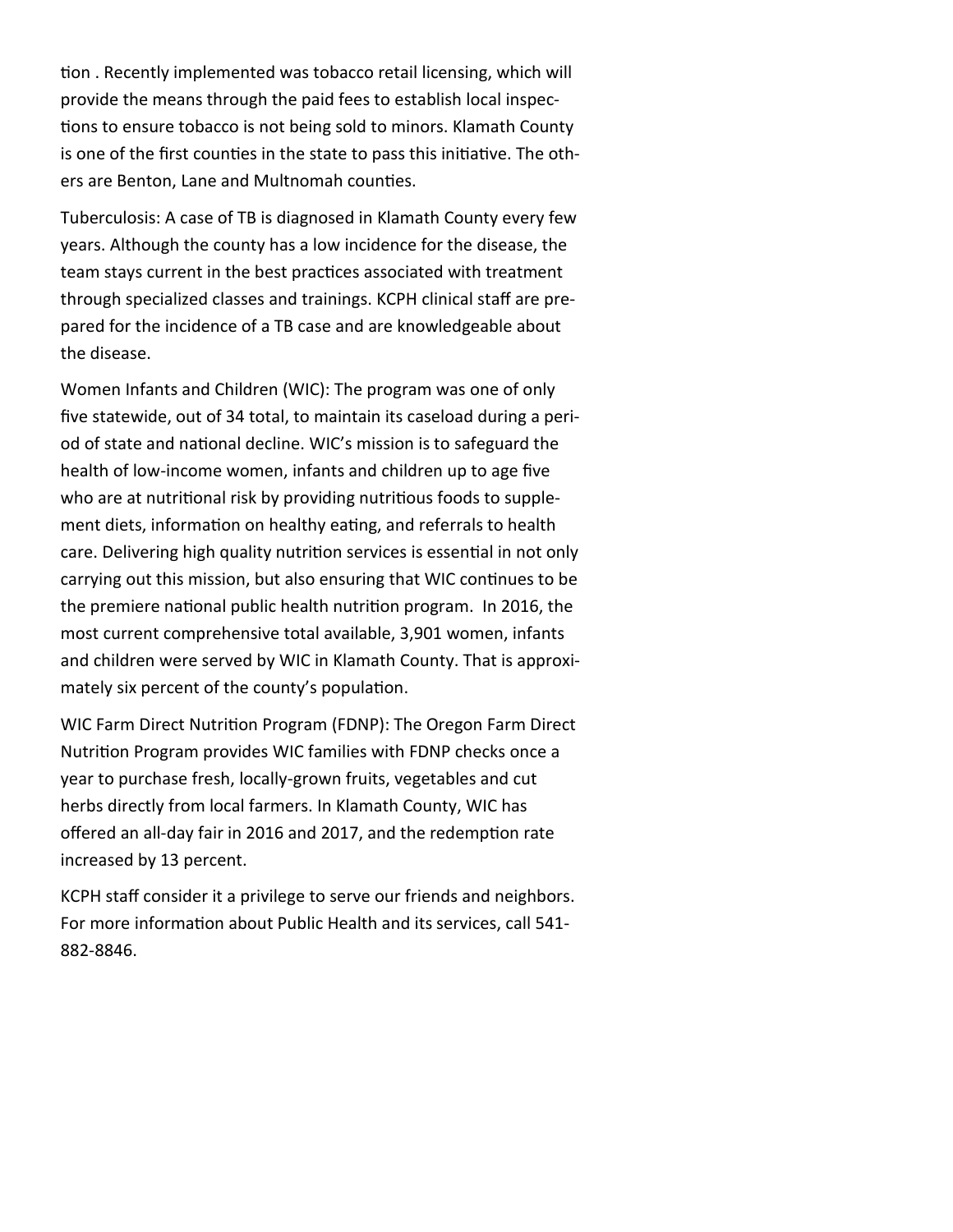tion . Recently implemented was tobacco retail licensing, which will provide the means through the paid fees to establish local inspections to ensure tobacco is not being sold to minors. Klamath County is one of the first counties in the state to pass this initiative. The others are Benton, Lane and Multnomah counties.

Tuberculosis: A case of TB is diagnosed in Klamath County every few years. Although the county has a low incidence for the disease, the team stays current in the best practices associated with treatment through specialized classes and trainings. KCPH clinical staff are prepared for the incidence of a TB case and are knowledgeable about the disease.

Women Infants and Children (WIC): The program was one of only five statewide, out of 34 total, to maintain its caseload during a period of state and national decline. WIC's mission is to safeguard the health of low-income women, infants and children up to age five who are at nutritional risk by providing nutritious foods to supplement diets, information on healthy eating, and referrals to health care. Delivering high quality nutrition services is essential in not only carrying out this mission, but also ensuring that WIC continues to be the premiere national public health nutrition program. In 2016, the most current comprehensive total available, 3,901 women, infants and children were served by WIC in Klamath County. That is approximately six percent of the county's population.

WIC Farm Direct Nutrition Program (FDNP): The Oregon Farm Direct Nutrition Program provides WIC families with FDNP checks once a year to purchase fresh, locally-grown fruits, vegetables and cut herbs directly from local farmers. In Klamath County, WIC has offered an all-day fair in 2016 and 2017, and the redemption rate increased by 13 percent.

KCPH staff consider it a privilege to serve our friends and neighbors. For more information about Public Health and its services, call 541-882-8846.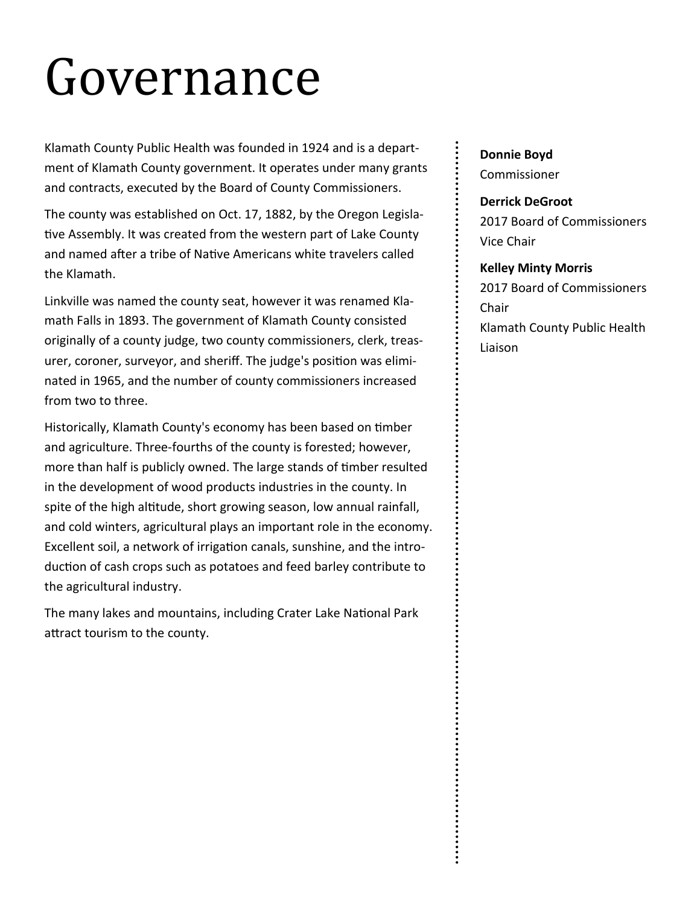# Governance

Klamath County Public Health was founded in 1924 and is a department of Klamath County government. It operates under many grants and contracts, executed by the Board of County Commissioners.

The county was established on Oct. 17, 1882, by the Oregon Legislative Assembly. It was created from the western part of Lake County and named after a tribe of Native Americans white travelers called the Klamath.

Linkville was named the county seat, however it was renamed Klamath Falls in 1893. The government of Klamath County consisted originally of a county judge, two county commissioners, clerk, treasurer, coroner, surveyor, and sheriff. The judge's position was eliminated in 1965, and the number of county commissioners increased from two to three.

Historically, Klamath County's economy has been based on timber and agriculture. Three-fourths of the county is forested; however, more than half is publicly owned. The large stands of timber resulted in the development of wood products industries in the county. In spite of the high altitude, short growing season, low annual rainfall, and cold winters, agricultural plays an important role in the economy. Excellent soil, a network of irrigation canals, sunshine, and the introduction of cash crops such as potatoes and feed barley contribute to the agricultural industry.

The many lakes and mountains, including Crater Lake National Park attract tourism to the county.

**Donnie Boyd**
Commissioner

**Derrick DeGroot**
2017 Board of Commissioners Vice Chair

**Kelley Minty Morris**
2017 Board of Commissioners Chair
Klamath County Public Health Liaison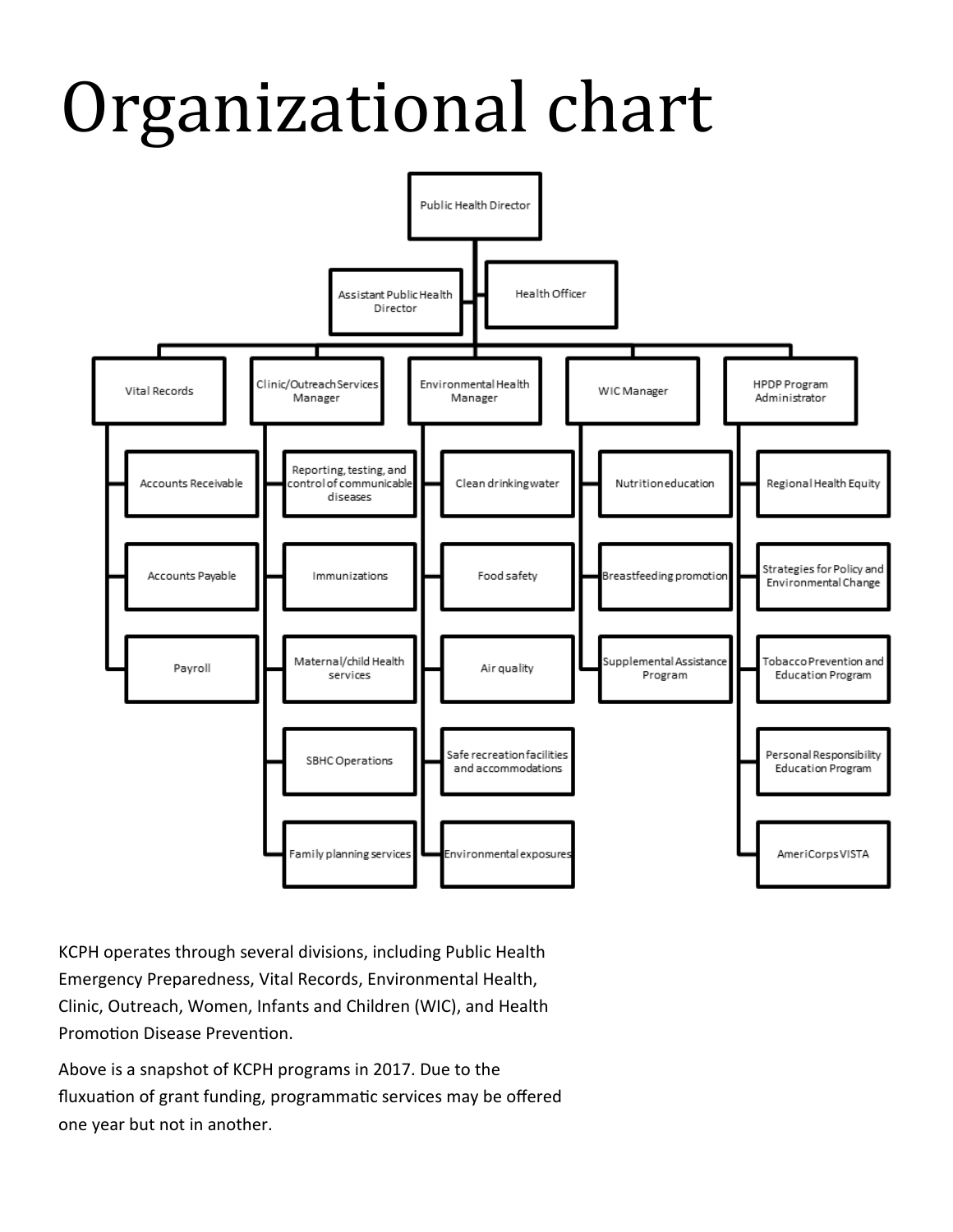# Organizational chart

- Public Health Director
  - Assistant Public Health Director
  - Health Officer
  - Vital Records
    - Accounts Receivable
    - Accounts Payable
    - Payroll
  - Clinic/Outreach Services Manager
    - Reporting, testing, and control of communicable diseases
    - Immunizations
    - Maternal/child Health services
    - SBHC Operations
    - Family planning services
  - Environmental Health Manager
    - Clean drinking water
    - Food safety
    - Air quality
    - Safe recreation facilities and accommodations
    - Environmental exposures
  - WIC Manager
    - Nutrition education
    - Breastfeeding promotion
    - Supplemental Assistance Program
  - HPDP Program Administrator
    - Regional Health Equity
    - Strategies for Policy and Environmental Change
    - Tobacco Prevention and Education Program
    - Personal Responsibility Education Program
    - AmeriCorps VISTA

KCPH operates through several divisions, including Public Health Emergency Preparedness, Vital Records, Environmental Health, Clinic, Outreach, Women, Infants and Children (WIC), and Health Promotion Disease Prevention.

Above is a snapshot of KCPH programs in 2017. Due to the fluxuation of grant funding, programmatic services may be offered one year but not in another.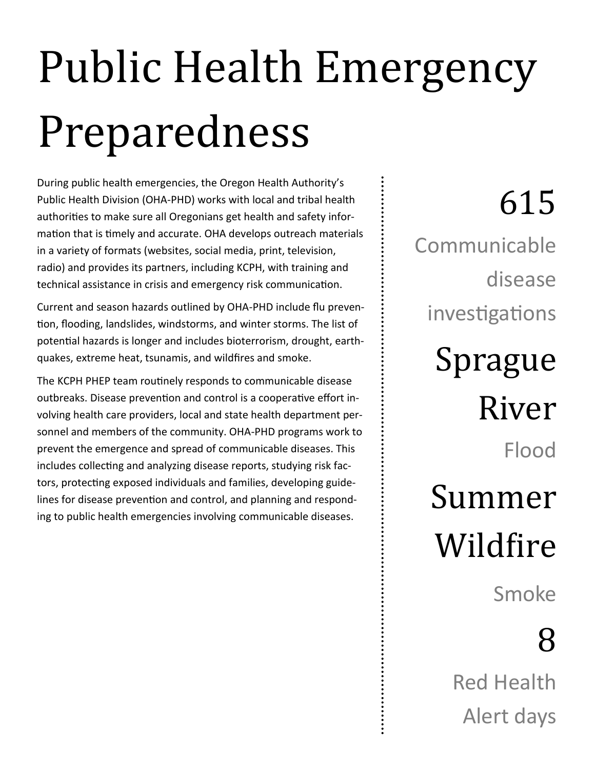# Public Health Emergency Preparedness

During public health emergencies, the Oregon Health Authority's Public Health Division (OHA-PHD) works with local and tribal health authorities to make sure all Oregonians get health and safety information that is timely and accurate. OHA develops outreach materials in a variety of formats (websites, social media, print, television, radio) and provides its partners, including KCPH, with training and technical assistance in crisis and emergency risk communication.

Current and season hazards outlined by OHA-PHD include flu prevention, flooding, landslides, windstorms, and winter storms. The list of potential hazards is longer and includes bioterrorism, drought, earthquakes, extreme heat, tsunamis, and wildfires and smoke.

The KCPH PHEP team routinely responds to communicable disease outbreaks. Disease prevention and control is a cooperative effort involving health care providers, local and state health department personnel and members of the community. OHA-PHD programs work to prevent the emergence and spread of communicable diseases. This includes collecting and analyzing disease reports, studying risk factors, protecting exposed individuals and families, developing guidelines for disease prevention and control, and planning and responding to public health emergencies involving communicable diseases.

**615**
Communicable disease investigations

**Sprague River**
Flood

**Summer Wildfire**
Smoke

**8**
Red Health Alert days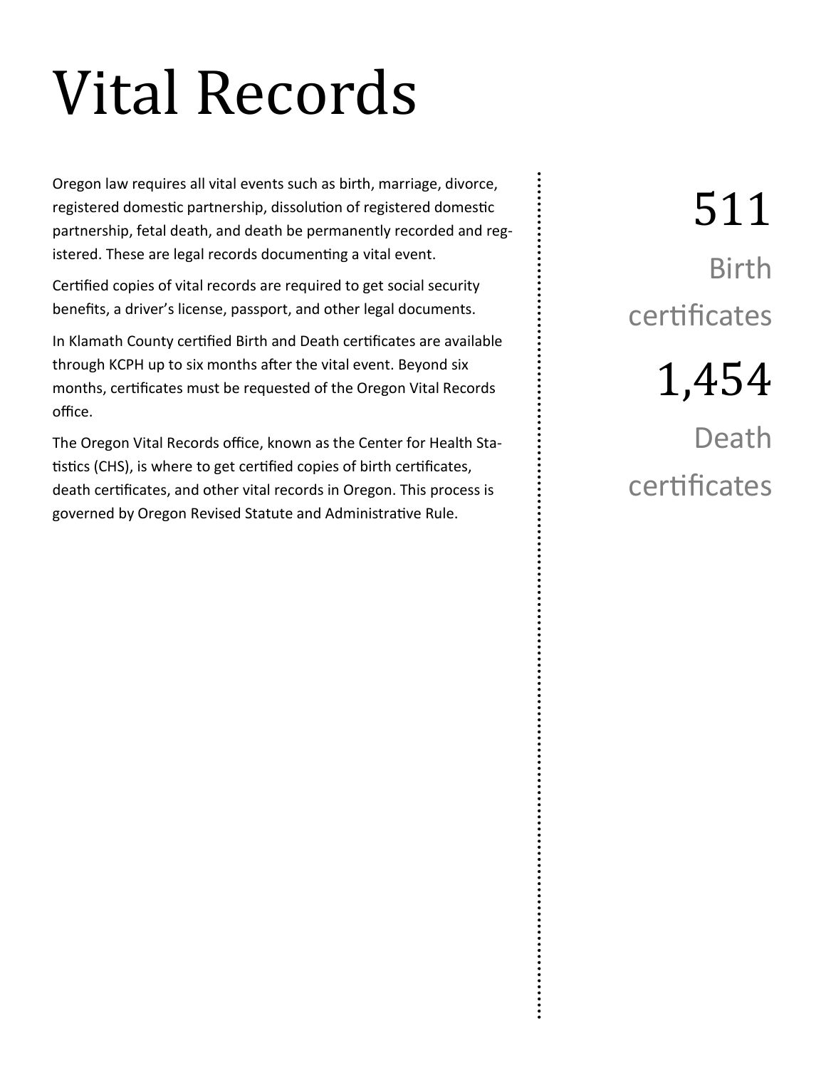# Vital Records

Oregon law requires all vital events such as birth, marriage, divorce, registered domestic partnership, dissolution of registered domestic partnership, fetal death, and death be permanently recorded and registered. These are legal records documenting a vital event.

Certified copies of vital records are required to get social security benefits, a driver's license, passport, and other legal documents.

In Klamath County certified Birth and Death certificates are available through KCPH up to six months after the vital event. Beyond six months, certificates must be requested of the Oregon Vital Records office.

The Oregon Vital Records office, known as the Center for Health Statistics (CHS), is where to get certified copies of birth certificates, death certificates, and other vital records in Oregon. This process is governed by Oregon Revised Statute and Administrative Rule.

511

Birth certificates

1,454

Death certificates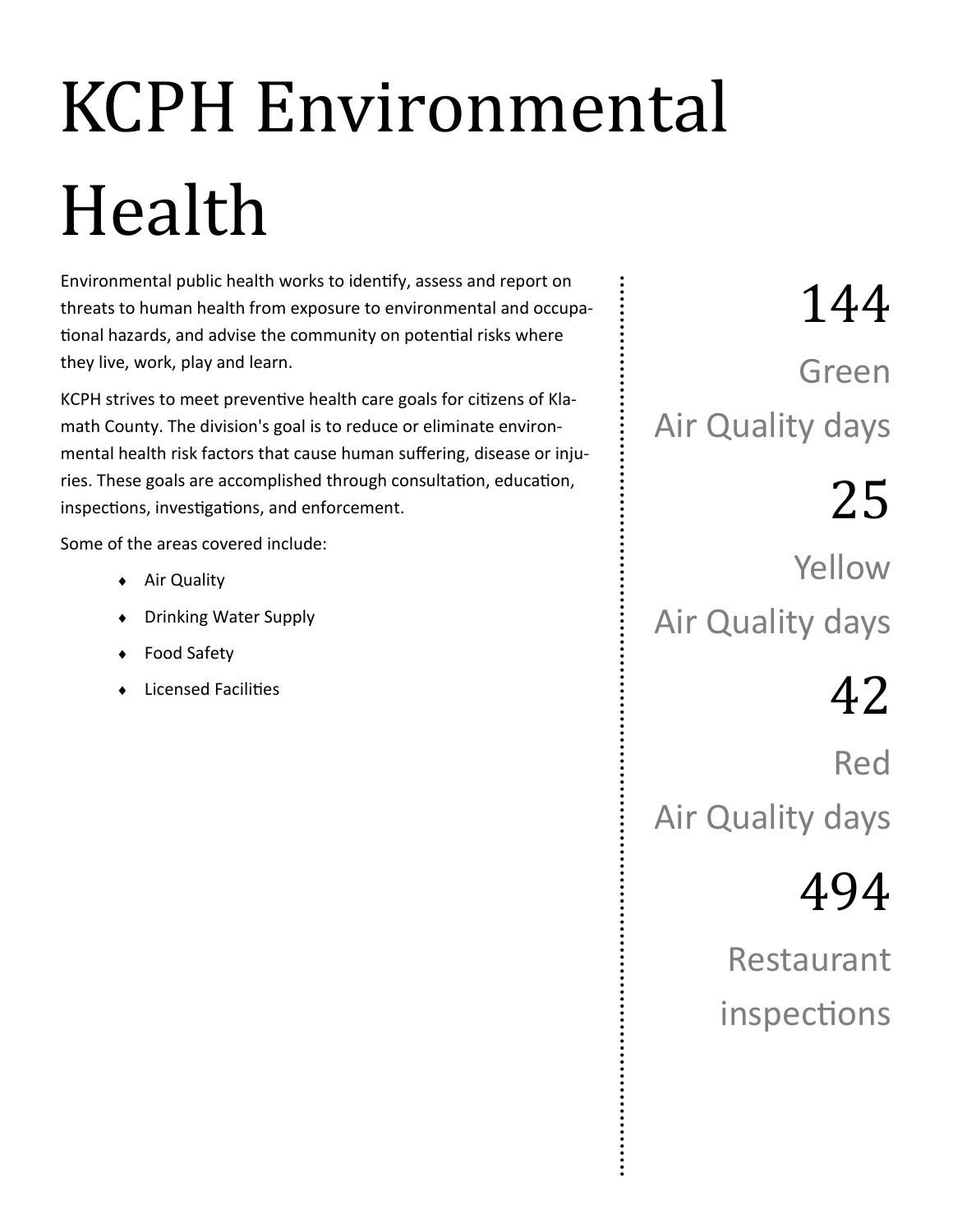# KCPH Environmental Health

Environmental public health works to identify, assess and report on threats to human health from exposure to environmental and occupational hazards, and advise the community on potential risks where they live, work, play and learn.

KCPH strives to meet preventive health care goals for citizens of Klamath County. The division's goal is to reduce or eliminate environmental health risk factors that cause human suffering, disease or injuries. These goals are accomplished through consultation, education, inspections, investigations, and enforcement.

Some of the areas covered include:

- Air Quality
- Drinking Water Supply
- Food Safety
- Licensed Facilities

144

Green

Air Quality days

25

Yellow

Air Quality days

42

Red

Air Quality days

494

Restaurant inspections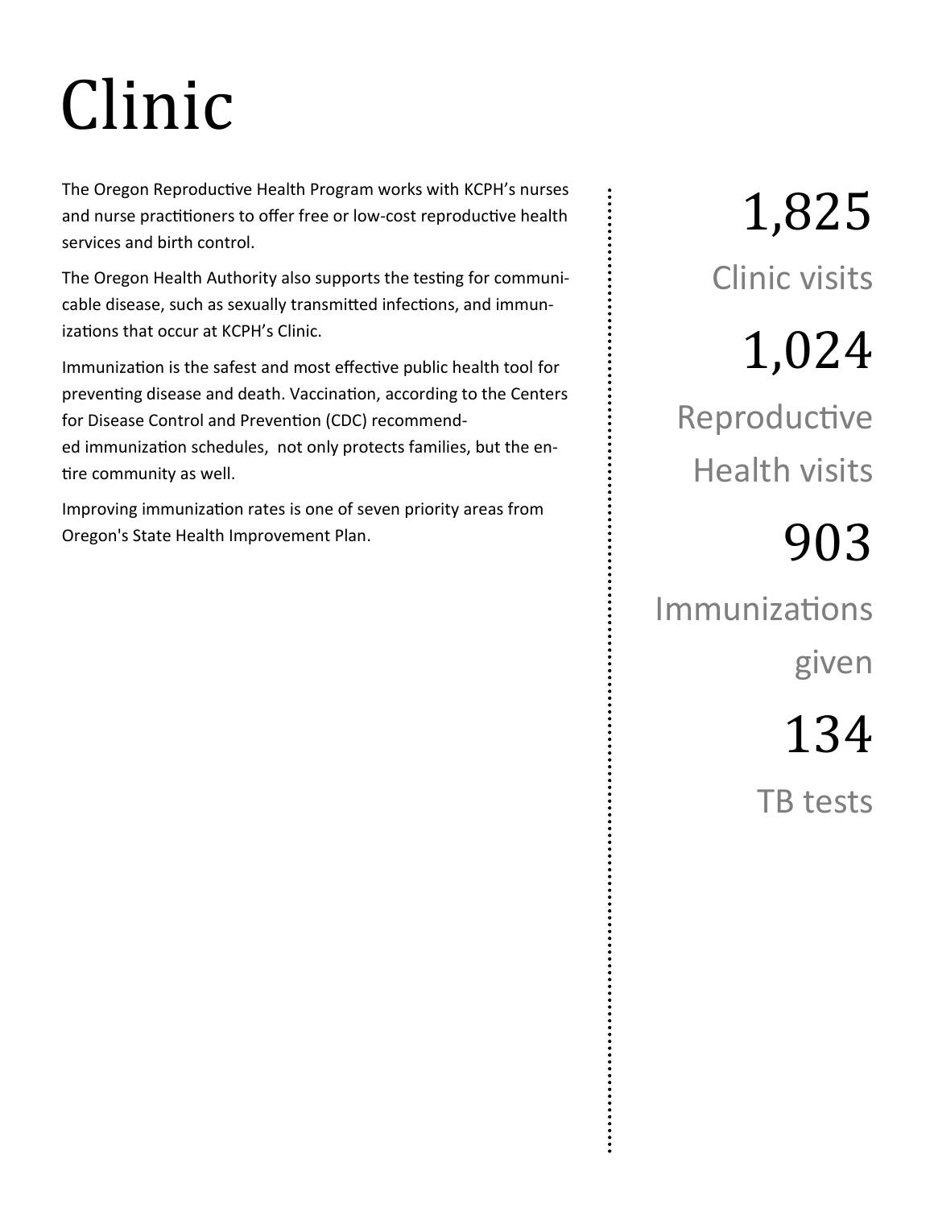# Clinic

The Oregon Reproductive Health Program works with KCPH's nurses and nurse practitioners to offer free or low-cost reproductive health services and birth control.

The Oregon Health Authority also supports the testing for communicable disease, such as sexually transmitted infections, and immunizations that occur at KCPH's Clinic.

Immunization is the safest and most effective public health tool for preventing disease and death. Vaccination, according to the Centers for Disease Control and Prevention (CDC) recommended immunization schedules, not only protects families, but the entire community as well.

Improving immunization rates is one of seven priority areas from Oregon's State Health Improvement Plan.

**1,825**
Clinic visits

**1,024**
Reproductive Health visits

**903**
Immunizations given

**134**
TB tests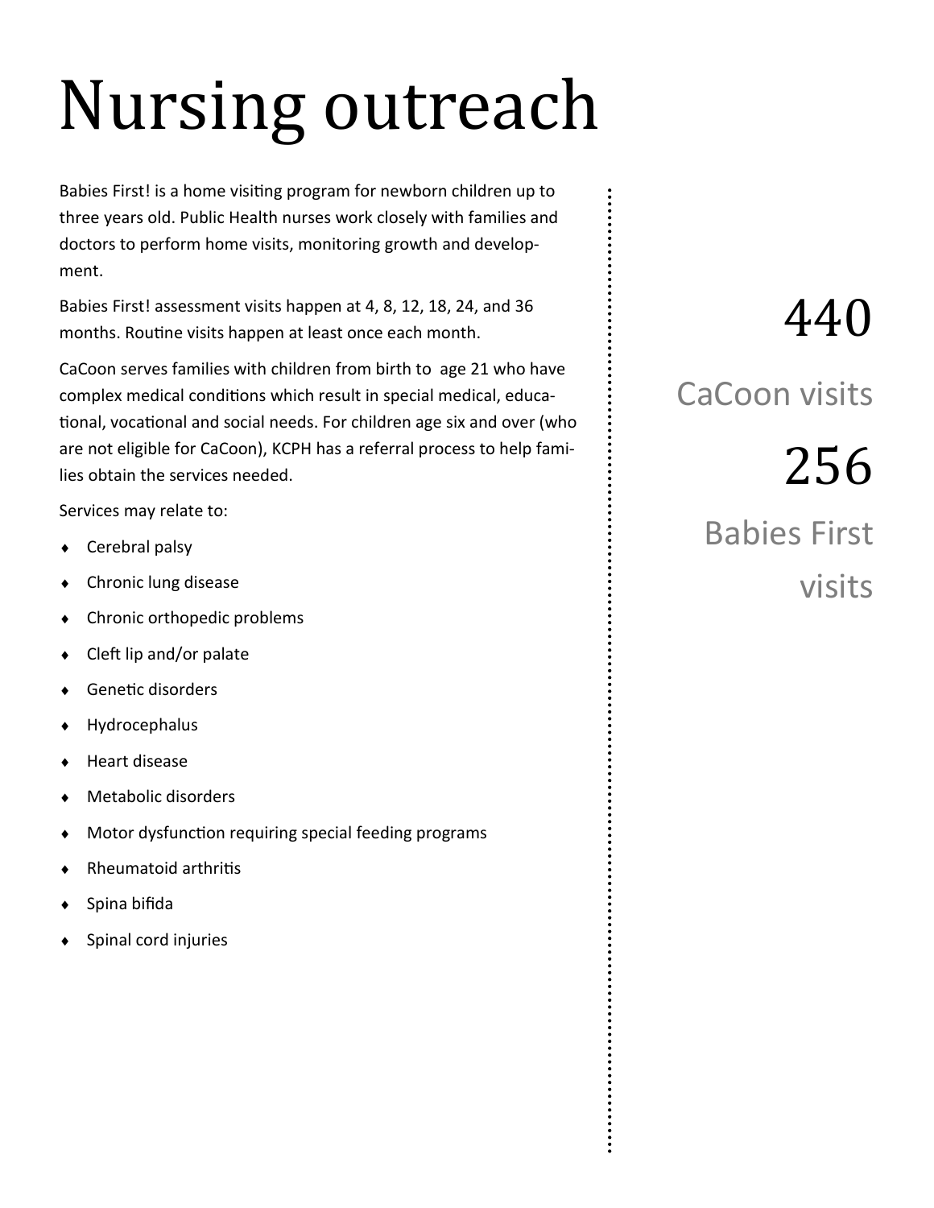# Nursing outreach

Babies First! is a home visiting program for newborn children up to three years old. Public Health nurses work closely with families and doctors to perform home visits, monitoring growth and development.

Babies First! assessment visits happen at 4, 8, 12, 18, 24, and 36 months. Routine visits happen at least once each month.

CaCoon serves families with children from birth to age 21 who have complex medical conditions which result in special medical, educational, vocational and social needs. For children age six and over (who are not eligible for CaCoon), KCPH has a referral process to help families obtain the services needed.

Services may relate to:

- Cerebral palsy
- Chronic lung disease
- Chronic orthopedic problems
- Cleft lip and/or palate
- Genetic disorders
- Hydrocephalus
- Heart disease
- Metabolic disorders
- Motor dysfunction requiring special feeding programs
- Rheumatoid arthritis
- Spina bifida
- Spinal cord injuries

440

CaCoon visits

256

Babies First visits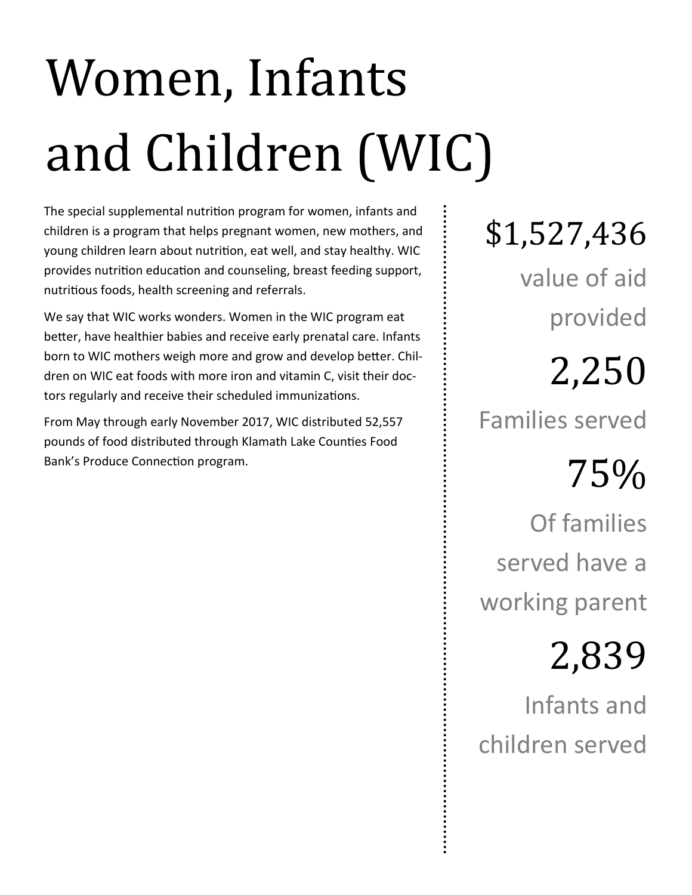# Women, Infants and Children (WIC)

The special supplemental nutrition program for women, infants and children is a program that helps pregnant women, new mothers, and young children learn about nutrition, eat well, and stay healthy. WIC provides nutrition education and counseling, breast feeding support, nutritious foods, health screening and referrals.

We say that WIC works wonders. Women in the WIC program eat better, have healthier babies and receive early prenatal care. Infants born to WIC mothers weigh more and grow and develop better. Children on WIC eat foods with more iron and vitamin C, visit their doctors regularly and receive their scheduled immunizations.

From May through early November 2017, WIC distributed 52,557 pounds of food distributed through Klamath Lake Counties Food Bank's Produce Connection program.

$1,527,436

value of aid provided

2,250

Families served

75%

Of families served have a working parent

2,839

Infants and children served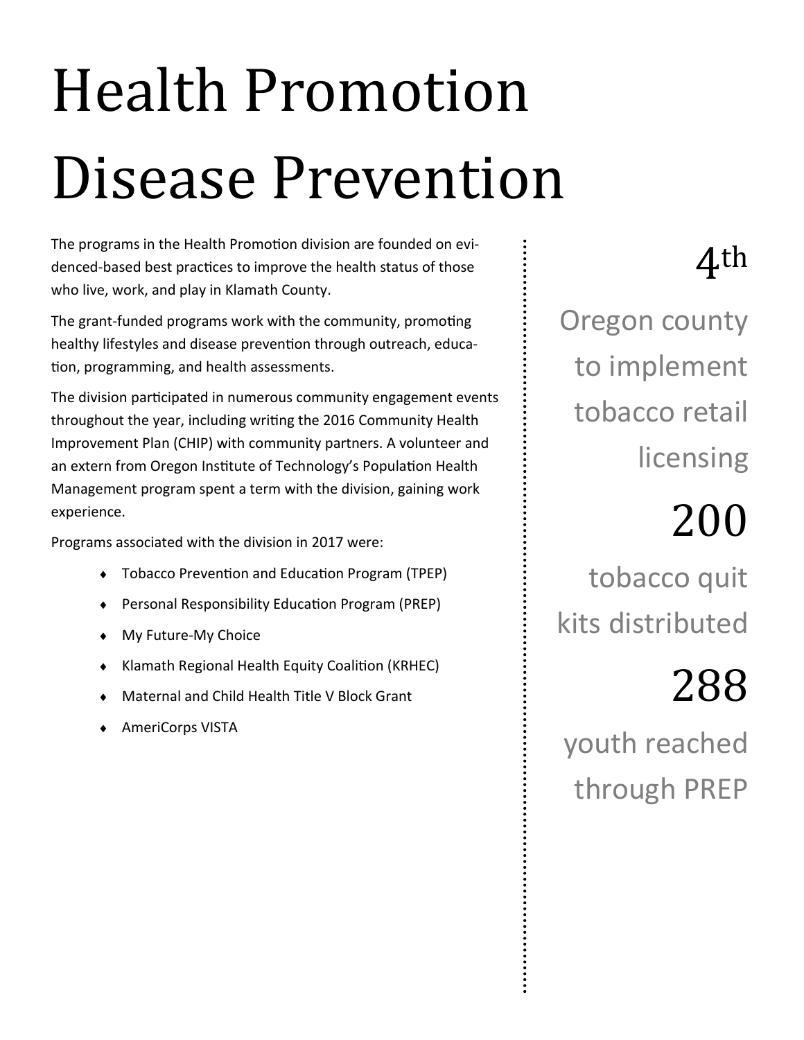# Health Promotion Disease Prevention

The programs in the Health Promotion division are founded on evidenced-based best practices to improve the health status of those who live, work, and play in Klamath County.

The grant-funded programs work with the community, promoting healthy lifestyles and disease prevention through outreach, education, programming, and health assessments.

The division participated in numerous community engagement events throughout the year, including writing the 2016 Community Health Improvement Plan (CHIP) with community partners. A volunteer and an extern from Oregon Institute of Technology's Population Health Management program spent a term with the division, gaining work experience.

Programs associated with the division in 2017 were:

- Tobacco Prevention and Education Program (TPEP)
- Personal Responsibility Education Program (PREP)
- My Future-My Choice
- Klamath Regional Health Equity Coalition (KRHEC)
- Maternal and Child Health Title V Block Grant
- AmeriCorps VISTA

4th

Oregon county to implement tobacco retail licensing

200

tobacco quit kits distributed

288

youth reached through PREP